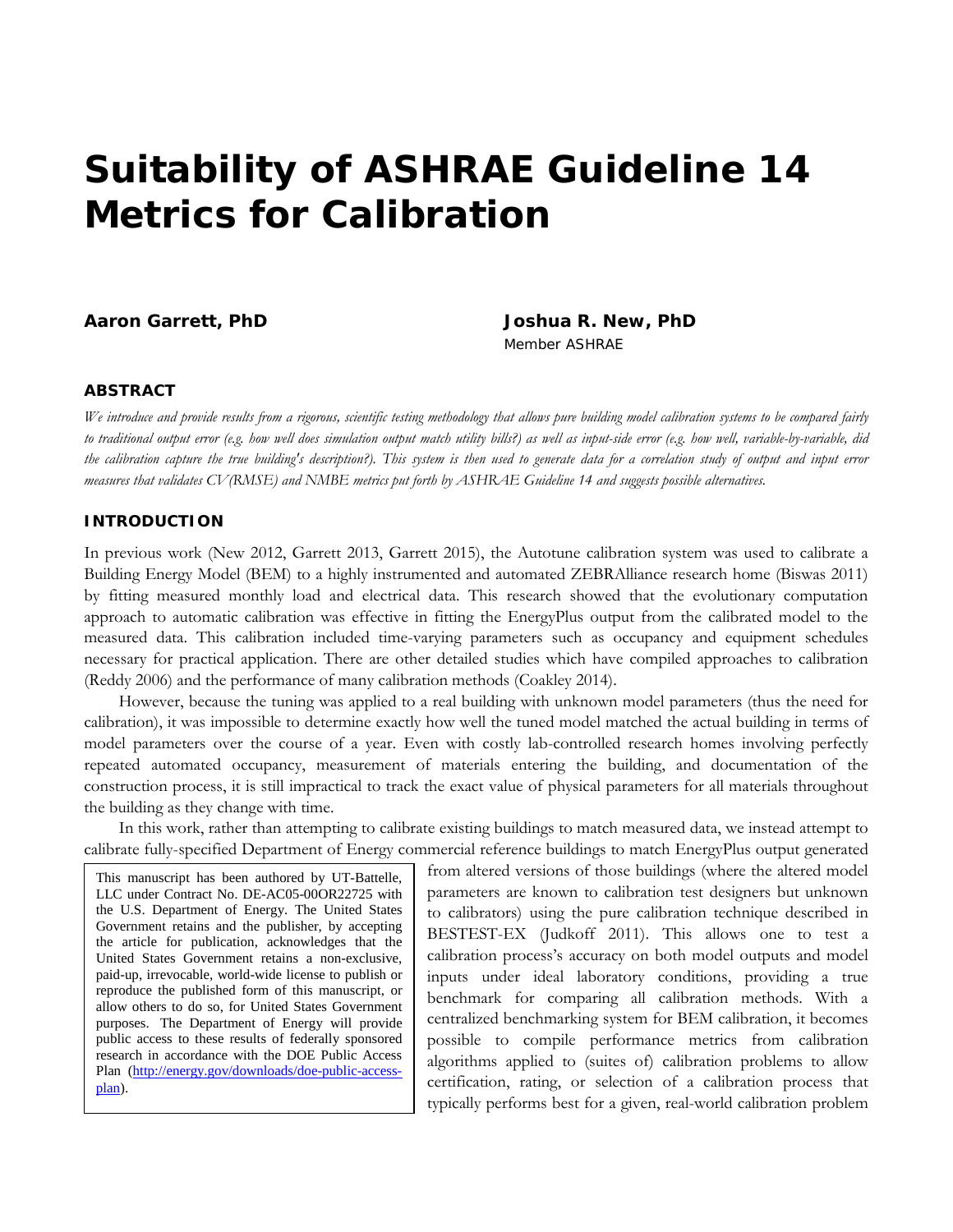# Suitability of ASHRAE Guideline 14 Metrics for Calibration

**Aaron Garrett, PhD**

**Joshua R. New, PhD**
Member ASHRAE

## ABSTRACT

*We introduce and provide results from a rigorous, scientific testing methodology that allows pure building model calibration systems to be compared fairly to traditional output error (e.g. how well does simulation output match utility bills?) as well as input-side error (e.g. how well, variable-by-variable, did the calibration capture the true building's description?). This system is then used to generate data for a correlation study of output and input error measures that validates CV(RMSE) and NMBE metrics put forth by ASHRAE Guideline 14 and suggests possible alternatives.*

## INTRODUCTION

In previous work (New 2012, Garrett 2013, Garrett 2015), the Autotune calibration system was used to calibrate a Building Energy Model (BEM) to a highly instrumented and automated ZEBRAlliance research home (Biswas 2011) by fitting measured monthly load and electrical data. This research showed that the evolutionary computation approach to automatic calibration was effective in fitting the EnergyPlus output from the calibrated model to the measured data. This calibration included time-varying parameters such as occupancy and equipment schedules necessary for practical application. There are other detailed studies which have compiled approaches to calibration (Reddy 2006) and the performance of many calibration methods (Coakley 2014).

However, because the tuning was applied to a real building with unknown model parameters (thus the need for calibration), it was impossible to determine exactly how well the tuned model matched the actual building in terms of model parameters over the course of a year. Even with costly lab-controlled research homes involving perfectly repeated automated occupancy, measurement of materials entering the building, and documentation of the construction process, it is still impractical to track the exact value of physical parameters for all materials throughout the building as they change with time.

In this work, rather than attempting to calibrate existing buildings to match measured data, we instead attempt to calibrate fully-specified Department of Energy commercial reference buildings to match EnergyPlus output generated from altered versions of those buildings (where the altered model parameters are known to calibration test designers but unknown to calibrators) using the pure calibration technique described in BESTEST-EX (Judkoff 2011). This allows one to test a calibration process's accuracy on both model outputs and model inputs under ideal laboratory conditions, providing a true benchmark for comparing all calibration methods. With a centralized benchmarking system for BEM calibration, it becomes possible to compile performance metrics from calibration algorithms applied to (suites of) calibration problems to allow certification, rating, or selection of a calibration process that typically performs best for a given, real-world calibration problem

This manuscript has been authored by UT-Battelle, LLC under Contract No. DE-AC05-00OR22725 with the U.S. Department of Energy. The United States Government retains and the publisher, by accepting the article for publication, acknowledges that the United States Government retains a non-exclusive, paid-up, irrevocable, world-wide license to publish or reproduce the published form of this manuscript, or allow others to do so, for United States Government purposes. The Department of Energy will provide public access to these results of federally sponsored research in accordance with the DOE Public Access Plan (http://energy.gov/downloads/doe-public-access-plan).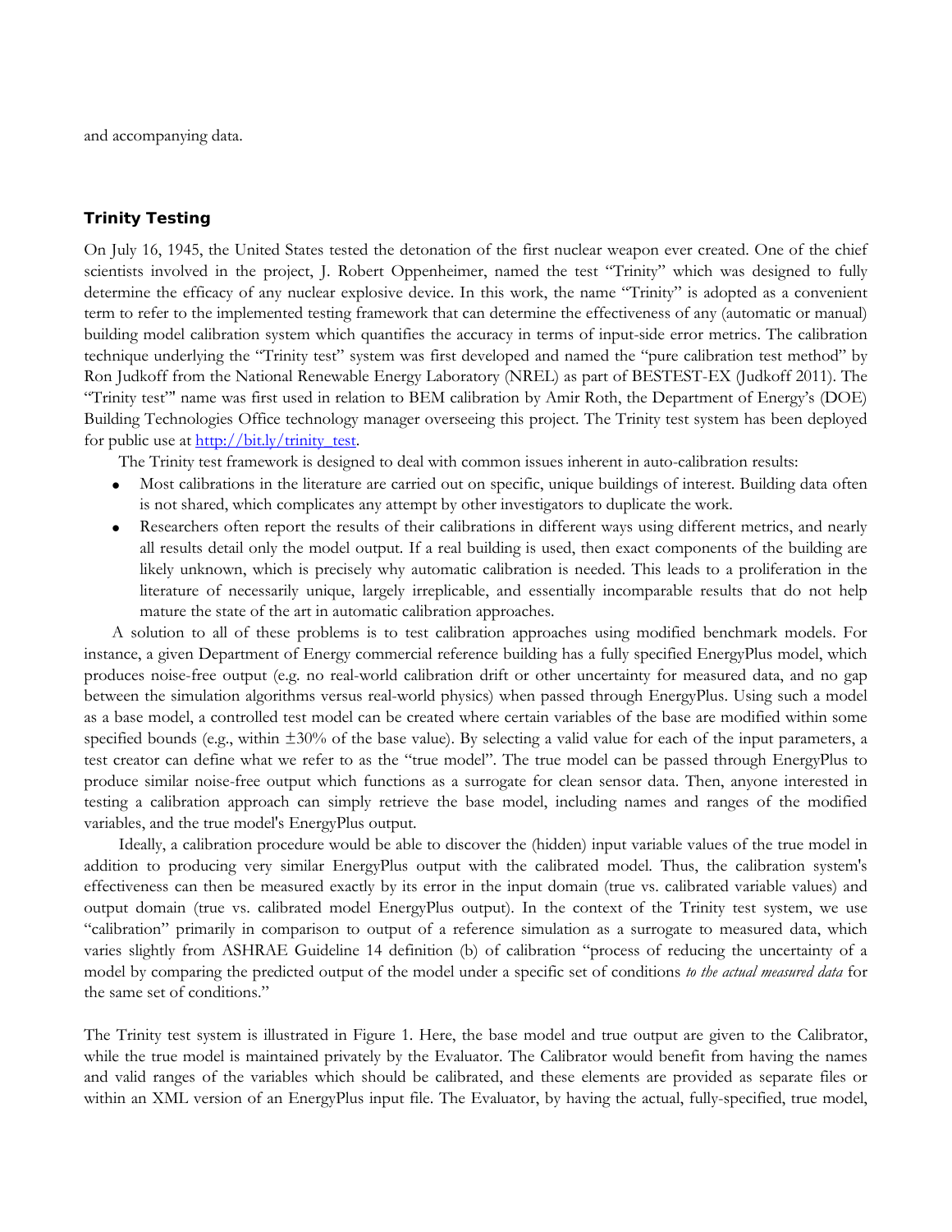and accompanying data.

## Trinity Testing

On July 16, 1945, the United States tested the detonation of the first nuclear weapon ever created. One of the chief scientists involved in the project, J. Robert Oppenheimer, named the test "Trinity" which was designed to fully determine the efficacy of any nuclear explosive device. In this work, the name "Trinity" is adopted as a convenient term to refer to the implemented testing framework that can determine the effectiveness of any (automatic or manual) building model calibration system which quantifies the accuracy in terms of input-side error metrics. The calibration technique underlying the "Trinity test" system was first developed and named the "pure calibration test method" by Ron Judkoff from the National Renewable Energy Laboratory (NREL) as part of BESTEST-EX (Judkoff 2011). The "Trinity test"' name was first used in relation to BEM calibration by Amir Roth, the Department of Energy's (DOE) Building Technologies Office technology manager overseeing this project. The Trinity test system has been deployed for public use at [http://bit.ly/trinity_test](http://bit.ly/trinity_test).

The Trinity test framework is designed to deal with common issues inherent in auto-calibration results:

- Most calibrations in the literature are carried out on specific, unique buildings of interest. Building data often is not shared, which complicates any attempt by other investigators to duplicate the work.
- Researchers often report the results of their calibrations in different ways using different metrics, and nearly all results detail only the model output. If a real building is used, then exact components of the building are likely unknown, which is precisely why automatic calibration is needed. This leads to a proliferation in the literature of necessarily unique, largely irreplicable, and essentially incomparable results that do not help mature the state of the art in automatic calibration approaches.

A solution to all of these problems is to test calibration approaches using modified benchmark models. For instance, a given Department of Energy commercial reference building has a fully specified EnergyPlus model, which produces noise-free output (e.g. no real-world calibration drift or other uncertainty for measured data, and no gap between the simulation algorithms versus real-world physics) when passed through EnergyPlus. Using such a model as a base model, a controlled test model can be created where certain variables of the base are modified within some specified bounds (e.g., within $\pm$30% of the base value). By selecting a valid value for each of the input parameters, a test creator can define what we refer to as the "true model". The true model can be passed through EnergyPlus to produce similar noise-free output which functions as a surrogate for clean sensor data. Then, anyone interested in testing a calibration approach can simply retrieve the base model, including names and ranges of the modified variables, and the true model's EnergyPlus output.

Ideally, a calibration procedure would be able to discover the (hidden) input variable values of the true model in addition to producing very similar EnergyPlus output with the calibrated model. Thus, the calibration system's effectiveness can then be measured exactly by its error in the input domain (true vs. calibrated variable values) and output domain (true vs. calibrated model EnergyPlus output). In the context of the Trinity test system, we use "calibration" primarily in comparison to output of a reference simulation as a surrogate to measured data, which varies slightly from ASHRAE Guideline 14 definition (b) of calibration "process of reducing the uncertainty of a model by comparing the predicted output of the model under a specific set of conditions *to the actual measured data* for the same set of conditions."

The Trinity test system is illustrated in Figure 1. Here, the base model and true output are given to the Calibrator, while the true model is maintained privately by the Evaluator. The Calibrator would benefit from having the names and valid ranges of the variables which should be calibrated, and these elements are provided as separate files or within an XML version of an EnergyPlus input file. The Evaluator, by having the actual, fully-specified, true model,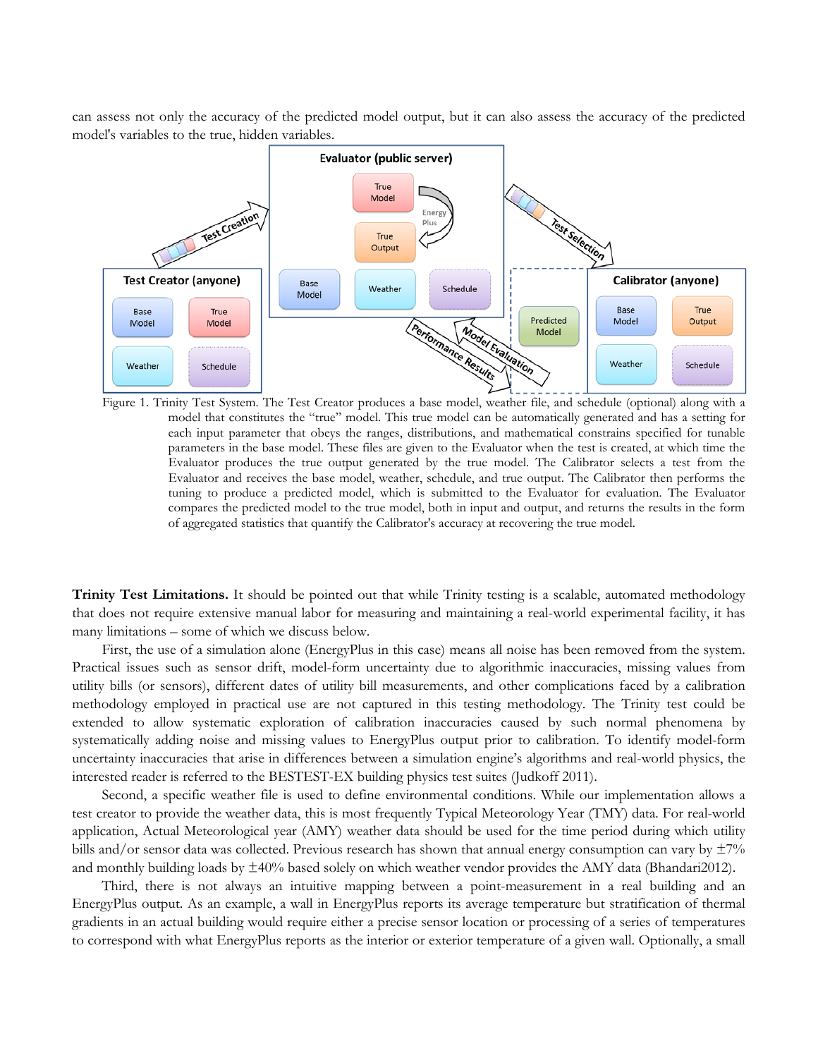can assess not only the accuracy of the predicted model output, but it can also assess the accuracy of the predicted model's variables to the true, hidden variables.

Figure 1. Trinity Test System. The Test Creator produces a base model, weather file, and schedule (optional) along with a model that constitutes the "true" model. This true model can be automatically generated and has a setting for each input parameter that obeys the ranges, distributions, and mathematical constrains specified for tunable parameters in the base model. These files are given to the Evaluator when the test is created, at which time the Evaluator produces the true output generated by the true model. The Calibrator selects a test from the Evaluator and receives the base model, weather, schedule, and true output. The Calibrator then performs the tuning to produce a predicted model, which is submitted to the Evaluator for evaluation. The Evaluator compares the predicted model to the true model, both in input and output, and returns the results in the form of aggregated statistics that quantify the Calibrator's accuracy at recovering the true model.

**Trinity Test Limitations.** It should be pointed out that while Trinity testing is a scalable, automated methodology that does not require extensive manual labor for measuring and maintaining a real-world experimental facility, it has many limitations – some of which we discuss below.

First, the use of a simulation alone (EnergyPlus in this case) means all noise has been removed from the system. Practical issues such as sensor drift, model-form uncertainty due to algorithmic inaccuracies, missing values from utility bills (or sensors), different dates of utility bill measurements, and other complications faced by a calibration methodology employed in practical use are not captured in this testing methodology. The Trinity test could be extended to allow systematic exploration of calibration inaccuracies caused by such normal phenomena by systematically adding noise and missing values to EnergyPlus output prior to calibration. To identify model-form uncertainty inaccuracies that arise in differences between a simulation engine's algorithms and real-world physics, the interested reader is referred to the BESTEST-EX building physics test suites (Judkoff 2011).

Second, a specific weather file is used to define environmental conditions. While our implementation allows a test creator to provide the weather data, this is most frequently Typical Meteorology Year (TMY) data. For real-world application, Actual Meteorological year (AMY) weather data should be used for the time period during which utility bills and/or sensor data was collected. Previous research has shown that annual energy consumption can vary by ±7% and monthly building loads by ±40% based solely on which weather vendor provides the AMY data (Bhandari2012).

Third, there is not always an intuitive mapping between a point-measurement in a real building and an EnergyPlus output. As an example, a wall in EnergyPlus reports its average temperature but stratification of thermal gradients in an actual building would require either a precise sensor location or processing of a series of temperatures to correspond with what EnergyPlus reports as the interior or exterior temperature of a given wall. Optionally, a small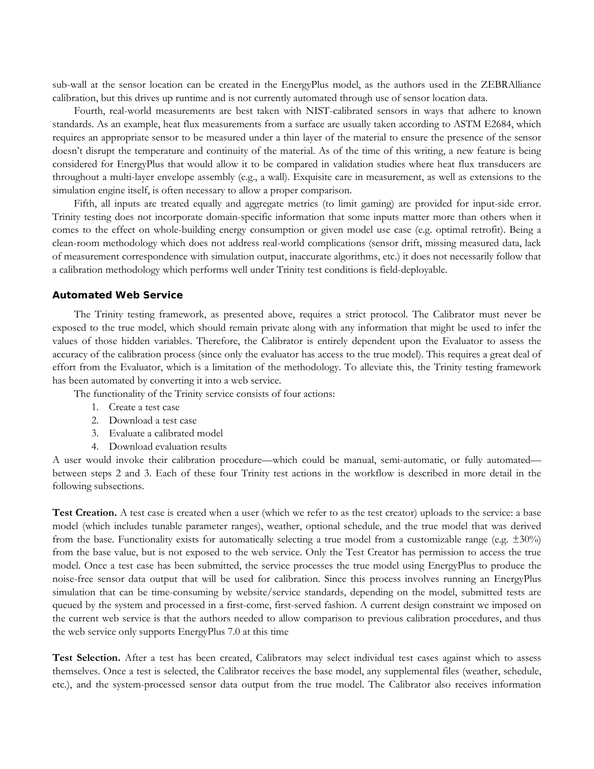sub-wall at the sensor location can be created in the EnergyPlus model, as the authors used in the ZEBRAlliance calibration, but this drives up runtime and is not currently automated through use of sensor location data.

Fourth, real-world measurements are best taken with NIST-calibrated sensors in ways that adhere to known standards. As an example, heat flux measurements from a surface are usually taken according to ASTM E2684, which requires an appropriate sensor to be measured under a thin layer of the material to ensure the presence of the sensor doesn't disrupt the temperature and continuity of the material. As of the time of this writing, a new feature is being considered for EnergyPlus that would allow it to be compared in validation studies where heat flux transducers are throughout a multi-layer envelope assembly (e.g., a wall). Exquisite care in measurement, as well as extensions to the simulation engine itself, is often necessary to allow a proper comparison.

Fifth, all inputs are treated equally and aggregate metrics (to limit gaming) are provided for input-side error. Trinity testing does not incorporate domain-specific information that some inputs matter more than others when it comes to the effect on whole-building energy consumption or given model use case (e.g. optimal retrofit). Being a clean-room methodology which does not address real-world complications (sensor drift, missing measured data, lack of measurement correspondence with simulation output, inaccurate algorithms, etc.) it does not necessarily follow that a calibration methodology which performs well under Trinity test conditions is field-deployable.

### Automated Web Service

The Trinity testing framework, as presented above, requires a strict protocol. The Calibrator must never be exposed to the true model, which should remain private along with any information that might be used to infer the values of those hidden variables. Therefore, the Calibrator is entirely dependent upon the Evaluator to assess the accuracy of the calibration process (since only the evaluator has access to the true model). This requires a great deal of effort from the Evaluator, which is a limitation of the methodology. To alleviate this, the Trinity testing framework has been automated by converting it into a web service.

The functionality of the Trinity service consists of four actions:

1. Create a test case
2. Download a test case
3. Evaluate a calibrated model
4. Download evaluation results

A user would invoke their calibration procedure—which could be manual, semi-automatic, or fully automated—between steps 2 and 3. Each of these four Trinity test actions in the workflow is described in more detail in the following subsections.

**Test Creation.** A test case is created when a user (which we refer to as the test creator) uploads to the service: a base model (which includes tunable parameter ranges), weather, optional schedule, and the true model that was derived from the base. Functionality exists for automatically selecting a true model from a customizable range (e.g. ±30%) from the base value, but is not exposed to the web service. Only the Test Creator has permission to access the true model. Once a test case has been submitted, the service processes the true model using EnergyPlus to produce the noise-free sensor data output that will be used for calibration. Since this process involves running an EnergyPlus simulation that can be time-consuming by website/service standards, depending on the model, submitted tests are queued by the system and processed in a first-come, first-served fashion. A current design constraint we imposed on the current web service is that the authors needed to allow comparison to previous calibration procedures, and thus the web service only supports EnergyPlus 7.0 at this time

**Test Selection.** After a test has been created, Calibrators may select individual test cases against which to assess themselves. Once a test is selected, the Calibrator receives the base model, any supplemental files (weather, schedule, etc.), and the system-processed sensor data output from the true model. The Calibrator also receives information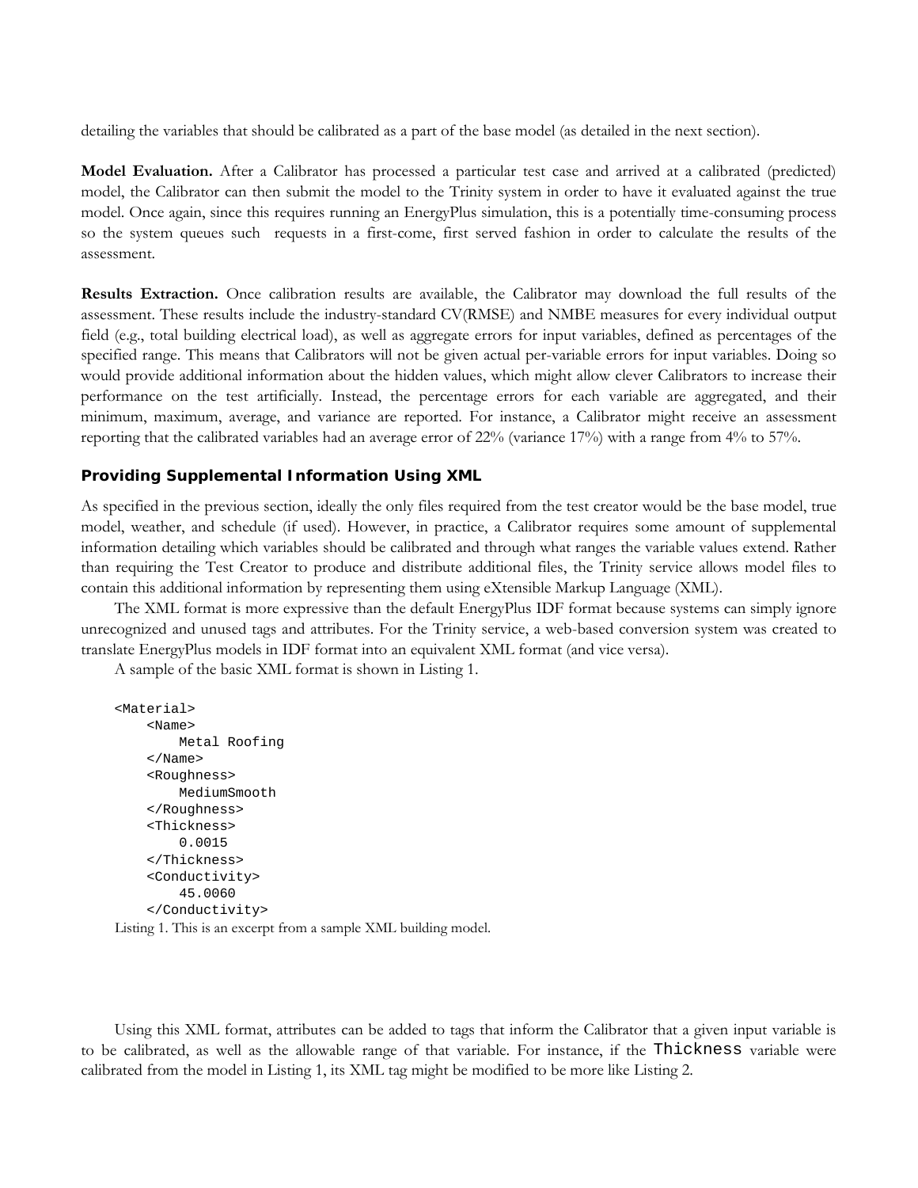detailing the variables that should be calibrated as a part of the base model (as detailed in the next section).

**Model Evaluation.** After a Calibrator has processed a particular test case and arrived at a calibrated (predicted) model, the Calibrator can then submit the model to the Trinity system in order to have it evaluated against the true model. Once again, since this requires running an EnergyPlus simulation, this is a potentially time-consuming process so the system queues such requests in a first-come, first served fashion in order to calculate the results of the assessment.

**Results Extraction.** Once calibration results are available, the Calibrator may download the full results of the assessment. These results include the industry-standard CV(RMSE) and NMBE measures for every individual output field (e.g., total building electrical load), as well as aggregate errors for input variables, defined as percentages of the specified range. This means that Calibrators will not be given actual per-variable errors for input variables. Doing so would provide additional information about the hidden values, which might allow clever Calibrators to increase their performance on the test artificially. Instead, the percentage errors for each variable are aggregated, and their minimum, maximum, average, and variance are reported. For instance, a Calibrator might receive an assessment reporting that the calibrated variables had an average error of 22% (variance 17%) with a range from 4% to 57%.

### Providing Supplemental Information Using XML

As specified in the previous section, ideally the only files required from the test creator would be the base model, true model, weather, and schedule (if used). However, in practice, a Calibrator requires some amount of supplemental information detailing which variables should be calibrated and through what ranges the variable values extend. Rather than requiring the Test Creator to produce and distribute additional files, the Trinity service allows model files to contain this additional information by representing them using eXtensible Markup Language (XML).

The XML format is more expressive than the default EnergyPlus IDF format because systems can simply ignore unrecognized and unused tags and attributes. For the Trinity service, a web-based conversion system was created to translate EnergyPlus models in IDF format into an equivalent XML format (and vice versa).

A sample of the basic XML format is shown in Listing 1.

```
<Material>
    <Name>
        Metal Roofing
    </Name>
    <Roughness>
        MediumSmooth
    </Roughness>
    <Thickness>
        0.0015
    </Thickness>
    <Conductivity>
        45.0060
    </Conductivity>
```

Listing 1. This is an excerpt from a sample XML building model.

Using this XML format, attributes can be added to tags that inform the Calibrator that a given input variable is to be calibrated, as well as the allowable range of that variable. For instance, if the `Thickness` variable were calibrated from the model in Listing 1, its XML tag might be modified to be more like Listing 2.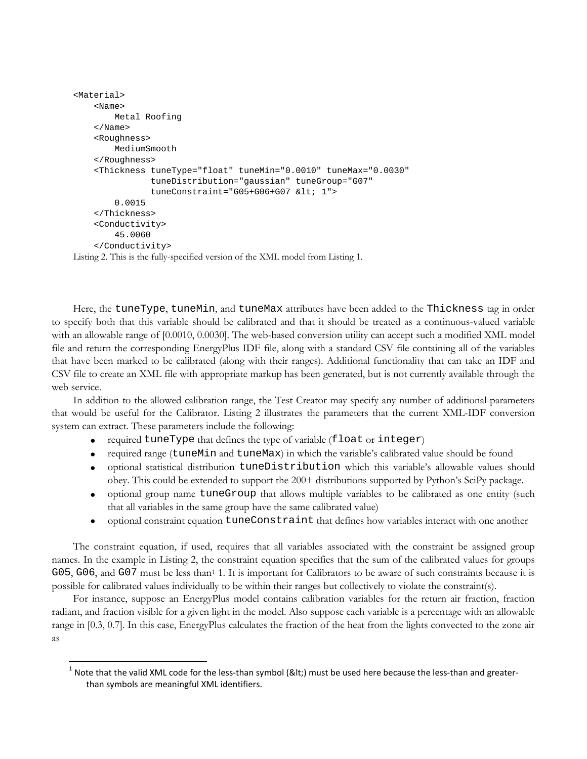```
<Material>
    <Name>
        Metal Roofing
    </Name>
    <Roughness>
        MediumSmooth
    </Roughness>
    <Thickness tuneType="float" tuneMin="0.0010" tuneMax="0.0030"
               tuneDistribution="gaussian" tuneGroup="G07"
               tuneConstraint="G05+G06+G07 &lt; 1">
        0.0015
    </Thickness>
    <Conductivity>
        45.0060
    </Conductivity>
```

Listing 2. This is the fully-specified version of the XML model from Listing 1.

Here, the `tuneType`, `tuneMin`, and `tuneMax` attributes have been added to the `Thickness` tag in order to specify both that this variable should be calibrated and that it should be treated as a continuous-valued variable with an allowable range of [0.0010, 0.0030]. The web-based conversion utility can accept such a modified XML model file and return the corresponding EnergyPlus IDF file, along with a standard CSV file containing all of the variables that have been marked to be calibrated (along with their ranges). Additional functionality that can take an IDF and CSV file to create an XML file with appropriate markup has been generated, but is not currently available through the web service.

In addition to the allowed calibration range, the Test Creator may specify any number of additional parameters that would be useful for the Calibrator. Listing 2 illustrates the parameters that the current XML-IDF conversion system can extract. These parameters include the following:

- required `tuneType` that defines the type of variable (`float` or `integer`)
- required range (`tuneMin` and `tuneMax`) in which the variable's calibrated value should be found
- optional statistical distribution `tuneDistribution` which this variable's allowable values should obey. This could be extended to support the 200+ distributions supported by Python's SciPy package.
- optional group name `tuneGroup` that allows multiple variables to be calibrated as one entity (such that all variables in the same group have the same calibrated value)
- optional constraint equation `tuneConstraint` that defines how variables interact with one another

The constraint equation, if used, requires that all variables associated with the constraint be assigned group names. In the example in Listing 2, the constraint equation specifies that the sum of the calibrated values for groups `G05`, `G06`, and `G07` must be less than[1] 1. It is important for Calibrators to be aware of such constraints because it is possible for calibrated values individually to be within their ranges but collectively to violate the constraint(s).

For instance, suppose an EnergyPlus model contains calibration variables for the return air fraction, fraction radiant, and fraction visible for a given light in the model. Also suppose each variable is a percentage with an allowable range in [0.3, 0.7]. In this case, EnergyPlus calculates the fraction of the heat from the lights convected to the zone air as

[1] Note that the valid XML code for the less-than symbol (&lt;) must be used here because the less-than and greater-than symbols are meaningful XML identifiers.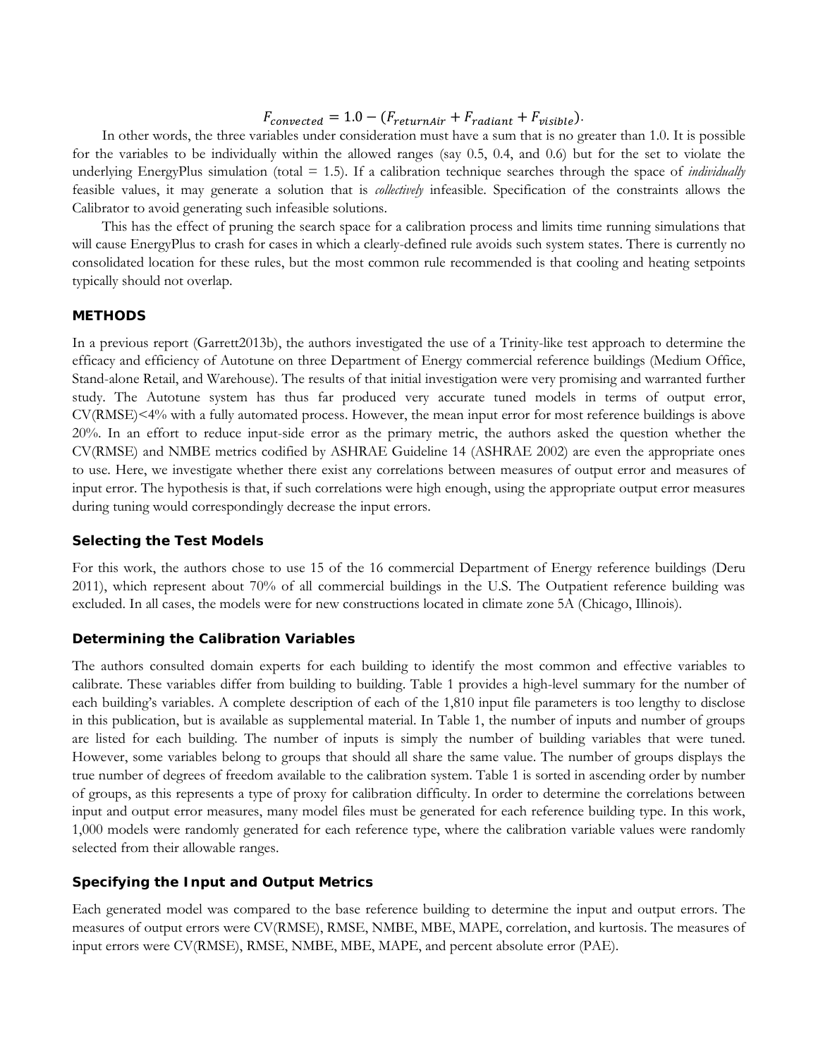$$F_{convected} = 1.0 - (F_{returnAir} + F_{radiant} + F_{visible}).$$

In other words, the three variables under consideration must have a sum that is no greater than 1.0. It is possible for the variables to be individually within the allowed ranges (say 0.5, 0.4, and 0.6) but for the set to violate the underlying EnergyPlus simulation (total = 1.5). If a calibration technique searches through the space of *individually* feasible values, it may generate a solution that is *collectively* infeasible. Specification of the constraints allows the Calibrator to avoid generating such infeasible solutions.

This has the effect of pruning the search space for a calibration process and limits time running simulations that will cause EnergyPlus to crash for cases in which a clearly-defined rule avoids such system states. There is currently no consolidated location for these rules, but the most common rule recommended is that cooling and heating setpoints typically should not overlap.

## METHODS

In a previous report (Garrett2013b), the authors investigated the use of a Trinity-like test approach to determine the efficacy and efficiency of Autotune on three Department of Energy commercial reference buildings (Medium Office, Stand-alone Retail, and Warehouse). The results of that initial investigation were very promising and warranted further study. The Autotune system has thus far produced very accurate tuned models in terms of output error, CV(RMSE)<4% with a fully automated process. However, the mean input error for most reference buildings is above 20%. In an effort to reduce input-side error as the primary metric, the authors asked the question whether the CV(RMSE) and NMBE metrics codified by ASHRAE Guideline 14 (ASHRAE 2002) are even the appropriate ones to use. Here, we investigate whether there exist any correlations between measures of output error and measures of input error. The hypothesis is that, if such correlations were high enough, using the appropriate output error measures during tuning would correspondingly decrease the input errors.

### Selecting the Test Models

For this work, the authors chose to use 15 of the 16 commercial Department of Energy reference buildings (Deru 2011), which represent about 70% of all commercial buildings in the U.S. The Outpatient reference building was excluded. In all cases, the models were for new constructions located in climate zone 5A (Chicago, Illinois).

### Determining the Calibration Variables

The authors consulted domain experts for each building to identify the most common and effective variables to calibrate. These variables differ from building to building. Table 1 provides a high-level summary for the number of each building's variables. A complete description of each of the 1,810 input file parameters is too lengthy to disclose in this publication, but is available as supplemental material. In Table 1, the number of inputs and number of groups are listed for each building. The number of inputs is simply the number of building variables that were tuned. However, some variables belong to groups that should all share the same value. The number of groups displays the true number of degrees of freedom available to the calibration system. Table 1 is sorted in ascending order by number of groups, as this represents a type of proxy for calibration difficulty. In order to determine the correlations between input and output error measures, many model files must be generated for each reference building type. In this work, 1,000 models were randomly generated for each reference type, where the calibration variable values were randomly selected from their allowable ranges.

### Specifying the Input and Output Metrics

Each generated model was compared to the base reference building to determine the input and output errors. The measures of output errors were CV(RMSE), RMSE, NMBE, MBE, MAPE, correlation, and kurtosis. The measures of input errors were CV(RMSE), RMSE, NMBE, MBE, MAPE, and percent absolute error (PAE).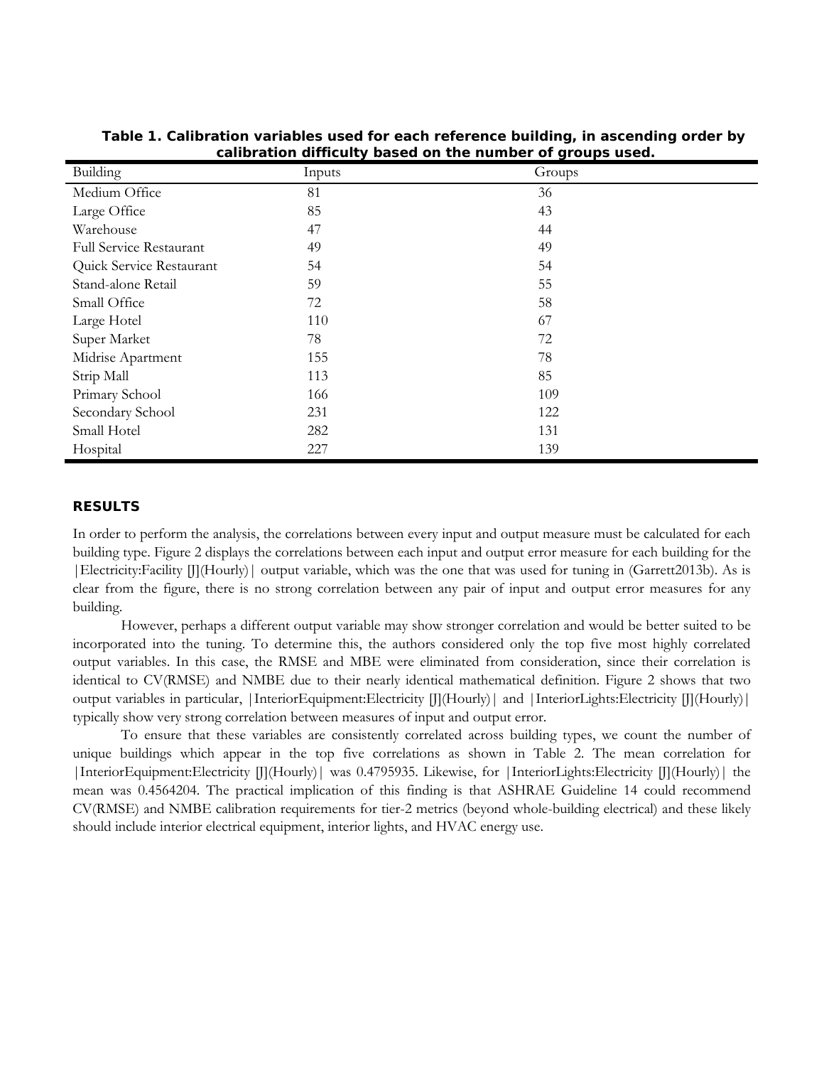**Table 1. Calibration variables used for each reference building, in ascending order by calibration difficulty based on the number of groups used.**

| Building | Inputs | Groups |
|---|---|---|
| Medium Office | 81 | 36 |
| Large Office | 85 | 43 |
| Warehouse | 47 | 44 |
| Full Service Restaurant | 49 | 49 |
| Quick Service Restaurant | 54 | 54 |
| Stand-alone Retail | 59 | 55 |
| Small Office | 72 | 58 |
| Large Hotel | 110 | 67 |
| Super Market | 78 | 72 |
| Midrise Apartment | 155 | 78 |
| Strip Mall | 113 | 85 |
| Primary School | 166 | 109 |
| Secondary School | 231 | 122 |
| Small Hotel | 282 | 131 |
| Hospital | 227 | 139 |

## RESULTS

In order to perform the analysis, the correlations between every input and output measure must be calculated for each building type. Figure 2 displays the correlations between each input and output error measure for each building for the |Electricity:Facility [J](Hourly)| output variable, which was the one that was used for tuning in (Garrett2013b). As is clear from the figure, there is no strong correlation between any pair of input and output error measures for any building.

However, perhaps a different output variable may show stronger correlation and would be better suited to be incorporated into the tuning. To determine this, the authors considered only the top five most highly correlated output variables. In this case, the RMSE and MBE were eliminated from consideration, since their correlation is identical to CV(RMSE) and NMBE due to their nearly identical mathematical definition. Figure 2 shows that two output variables in particular, |InteriorEquipment:Electricity [J](Hourly)| and |InteriorLights:Electricity [J](Hourly)| typically show very strong correlation between measures of input and output error.

To ensure that these variables are consistently correlated across building types, we count the number of unique buildings which appear in the top five correlations as shown in Table 2. The mean correlation for |InteriorEquipment:Electricity [J](Hourly)| was 0.4795935. Likewise, for |InteriorLights:Electricity [J](Hourly)| the mean was 0.4564204. The practical implication of this finding is that ASHRAE Guideline 14 could recommend CV(RMSE) and NMBE calibration requirements for tier-2 metrics (beyond whole-building electrical) and these likely should include interior electrical equipment, interior lights, and HVAC energy use.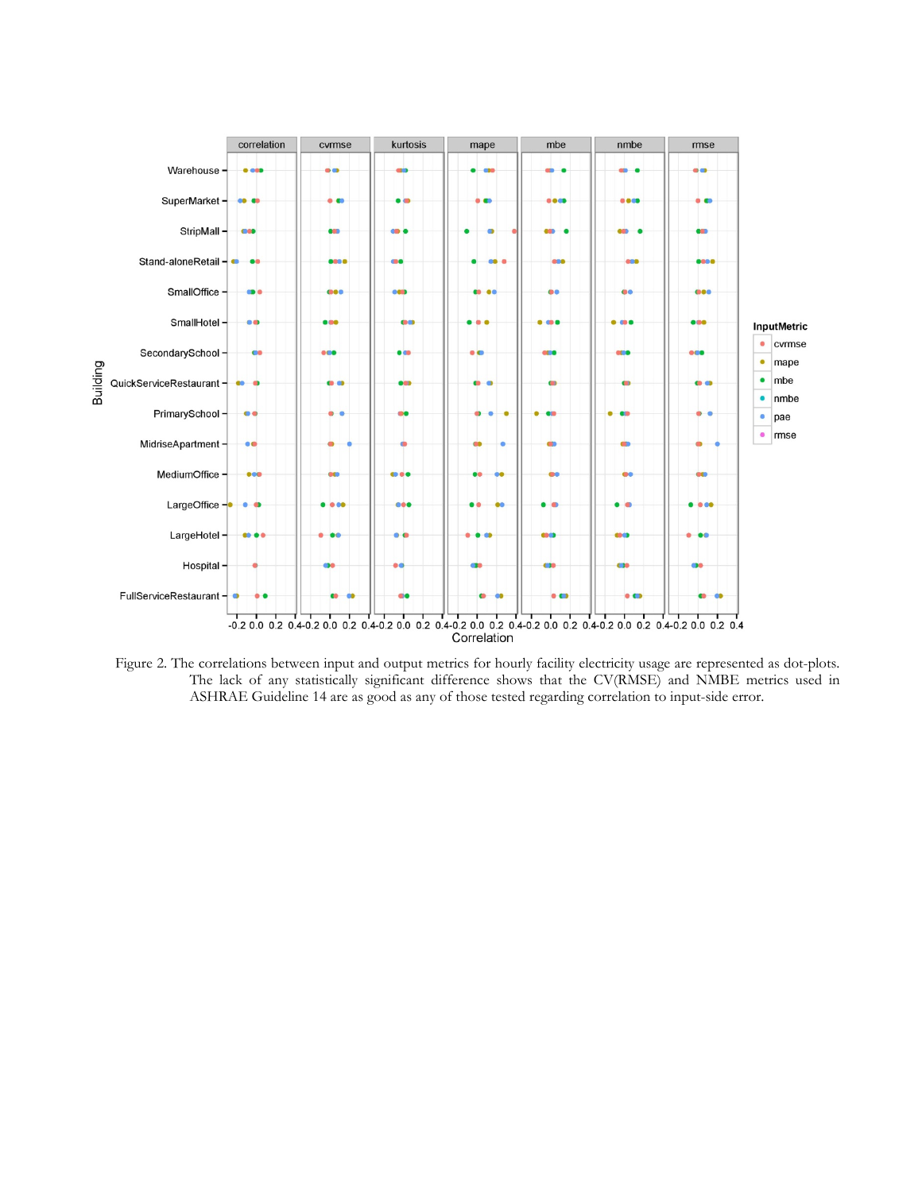Figure 2. The correlations between input and output metrics for hourly facility electricity usage are represented as dot-plots. The lack of any statistically significant difference shows that the CV(RMSE) and NMBE metrics used in ASHRAE Guideline 14 are as good as any of those tested regarding correlation to input-side error.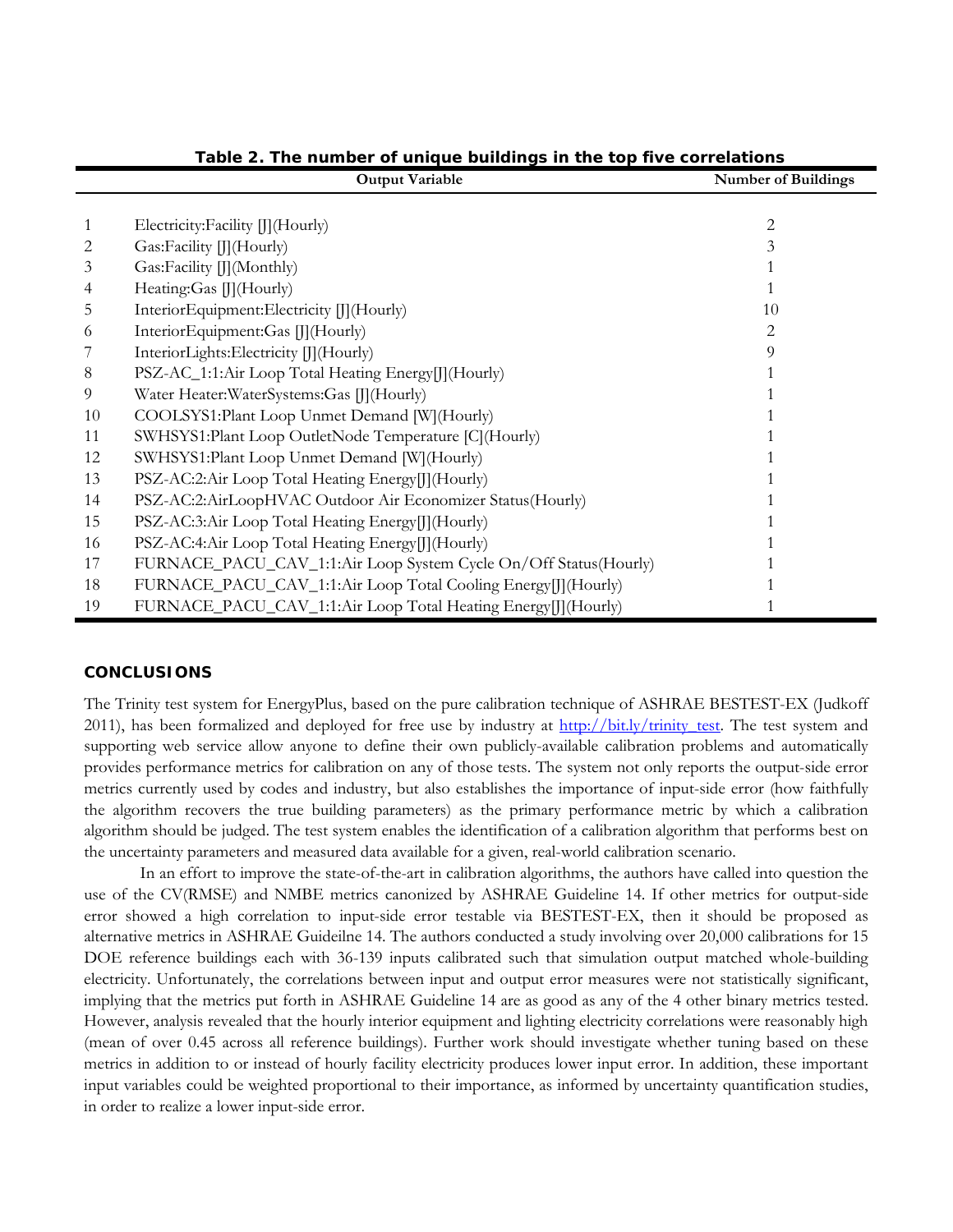**Table 2. The number of unique buildings in the top five correlations**

| | Output Variable | Number of Buildings |
|---|---|---|
| 1 | Electricity:Facility [J](Hourly) | 2 |
| 2 | Gas:Facility [J](Hourly) | 3 |
| 3 | Gas:Facility [J](Monthly) | 1 |
| 4 | Heating:Gas [J](Hourly) | 1 |
| 5 | InteriorEquipment:Electricity [J](Hourly) | 10 |
| 6 | InteriorEquipment:Gas [J](Hourly) | 2 |
| 7 | InteriorLights:Electricity [J](Hourly) | 9 |
| 8 | PSZ-AC_1:1:Air Loop Total Heating Energy[J](Hourly) | 1 |
| 9 | Water Heater:WaterSystems:Gas [J](Hourly) | 1 |
| 10 | COOLSYS1:Plant Loop Unmet Demand [W](Hourly) | 1 |
| 11 | SWHSYS1:Plant Loop OutletNode Temperature [C](Hourly) | 1 |
| 12 | SWHSYS1:Plant Loop Unmet Demand [W](Hourly) | 1 |
| 13 | PSZ-AC:2:Air Loop Total Heating Energy[J](Hourly) | 1 |
| 14 | PSZ-AC:2:AirLoopHVAC Outdoor Air Economizer Status(Hourly) | 1 |
| 15 | PSZ-AC:3:Air Loop Total Heating Energy[J](Hourly) | 1 |
| 16 | PSZ-AC:4:Air Loop Total Heating Energy[J](Hourly) | 1 |
| 17 | FURNACE_PACU_CAV_1:1:Air Loop System Cycle On/Off Status(Hourly) | 1 |
| 18 | FURNACE_PACU_CAV_1:1:Air Loop Total Cooling Energy[J](Hourly) | 1 |
| 19 | FURNACE_PACU_CAV_1:1:Air Loop Total Heating Energy[J](Hourly) | 1 |

## CONCLUSIONS

The Trinity test system for EnergyPlus, based on the pure calibration technique of ASHRAE BESTEST-EX (Judkoff 2011), has been formalized and deployed for free use by industry at http://bit.ly/trinity_test. The test system and supporting web service allow anyone to define their own publicly-available calibration problems and automatically provides performance metrics for calibration on any of those tests. The system not only reports the output-side error metrics currently used by codes and industry, but also establishes the importance of input-side error (how faithfully the algorithm recovers the true building parameters) as the primary performance metric by which a calibration algorithm should be judged. The test system enables the identification of a calibration algorithm that performs best on the uncertainty parameters and measured data available for a given, real-world calibration scenario.

In an effort to improve the state-of-the-art in calibration algorithms, the authors have called into question the use of the CV(RMSE) and NMBE metrics canonized by ASHRAE Guideline 14. If other metrics for output-side error showed a high correlation to input-side error testable via BESTEST-EX, then it should be proposed as alternative metrics in ASHRAE Guideilne 14. The authors conducted a study involving over 20,000 calibrations for 15 DOE reference buildings each with 36-139 inputs calibrated such that simulation output matched whole-building electricity. Unfortunately, the correlations between input and output error measures were not statistically significant, implying that the metrics put forth in ASHRAE Guideline 14 are as good as any of the 4 other binary metrics tested. However, analysis revealed that the hourly interior equipment and lighting electricity correlations were reasonably high (mean of over 0.45 across all reference buildings). Further work should investigate whether tuning based on these metrics in addition to or instead of hourly facility electricity produces lower input error. In addition, these important input variables could be weighted proportional to their importance, as informed by uncertainty quantification studies, in order to realize a lower input-side error.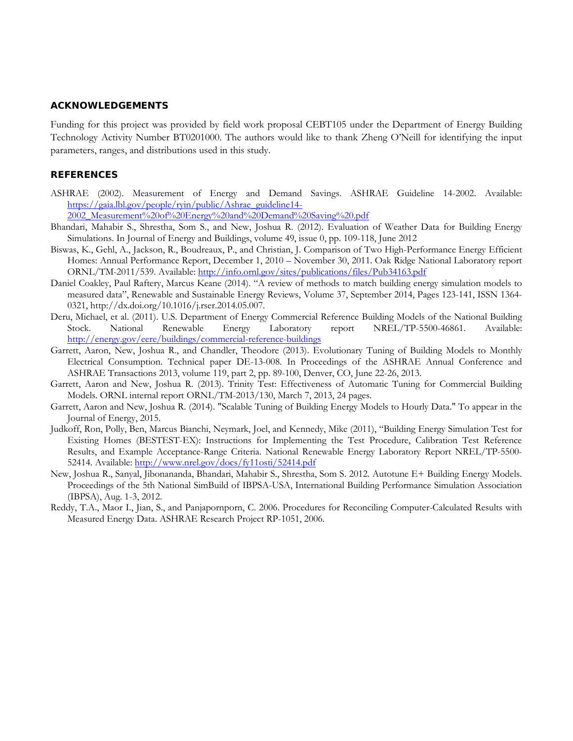## ACKNOWLEDGEMENTS

Funding for this project was provided by field work proposal CEBT105 under the Department of Energy Building Technology Activity Number BT0201000. The authors would like to thank Zheng O'Neill for identifying the input parameters, ranges, and distributions used in this study.

## REFERENCES

ASHRAE (2002). Measurement of Energy and Demand Savings. ASHRAE Guideline 14-2002. Available: https://gaia.lbl.gov/people/ryin/public/Ashrae_guideline14-2002_Measurement%20of%20Energy%20and%20Demand%20Saving%20.pdf

Bhandari, Mahabir S., Shrestha, Som S., and New, Joshua R. (2012). Evaluation of Weather Data for Building Energy Simulations. In Journal of Energy and Buildings, volume 49, issue 0, pp. 109-118, June 2012

Biswas, K., Gehl, A., Jackson, R., Boudreaux, P., and Christian, J. Comparison of Two High-Performance Energy Efficient Homes: Annual Performance Report, December 1, 2010 – November 30, 2011. Oak Ridge National Laboratory report ORNL/TM-2011/539. Available: http://info.ornl.gov/sites/publications/files/Pub34163.pdf

Daniel Coakley, Paul Raftery, Marcus Keane (2014). "A review of methods to match building energy simulation models to measured data", Renewable and Sustainable Energy Reviews, Volume 37, September 2014, Pages 123-141, ISSN 1364-0321, http://dx.doi.org/10.1016/j.rser.2014.05.007.

Deru, Michael, et al. (2011). U.S. Department of Energy Commercial Reference Building Models of the National Building Stock. National Renewable Energy Laboratory report NREL/TP-5500-46861. Available: http://energy.gov/eere/buildings/commercial-reference-buildings

Garrett, Aaron, New, Joshua R., and Chandler, Theodore (2013). Evolutionary Tuning of Building Models to Monthly Electrical Consumption. Technical paper DE-13-008. In Proceedings of the ASHRAE Annual Conference and ASHRAE Transactions 2013, volume 119, part 2, pp. 89-100, Denver, CO, June 22-26, 2013.

Garrett, Aaron and New, Joshua R. (2013). Trinity Test: Effectiveness of Automatic Tuning for Commercial Building Models. ORNL internal report ORNL/TM-2013/130, March 7, 2013, 24 pages.

Garrett, Aaron and New, Joshua R. (2014). "Scalable Tuning of Building Energy Models to Hourly Data." To appear in the Journal of Energy, 2015.

Judkoff, Ron, Polly, Ben, Marcus Bianchi, Neymark, Joel, and Kennedy, Mike (2011), "Building Energy Simulation Test for Existing Homes (BESTEST-EX): Instructions for Implementing the Test Procedure, Calibration Test Reference Results, and Example Acceptance-Range Criteria. National Renewable Energy Laboratory Report NREL/TP-5500-52414. Available: http://www.nrel.gov/docs/fy11osti/52414.pdf

New, Joshua R., Sanyal, Jibonananda, Bhandari, Mahabir S., Shrestha, Som S. 2012. Autotune E+ Building Energy Models. Proceedings of the 5th National SimBuild of IBPSA-USA, International Building Performance Simulation Association (IBPSA), Aug. 1-3, 2012.

Reddy, T.A., Maor I., Jian, S., and Panjapornporn, C. 2006. Procedures for Reconciling Computer-Calculated Results with Measured Energy Data. ASHRAE Research Project RP-1051, 2006.